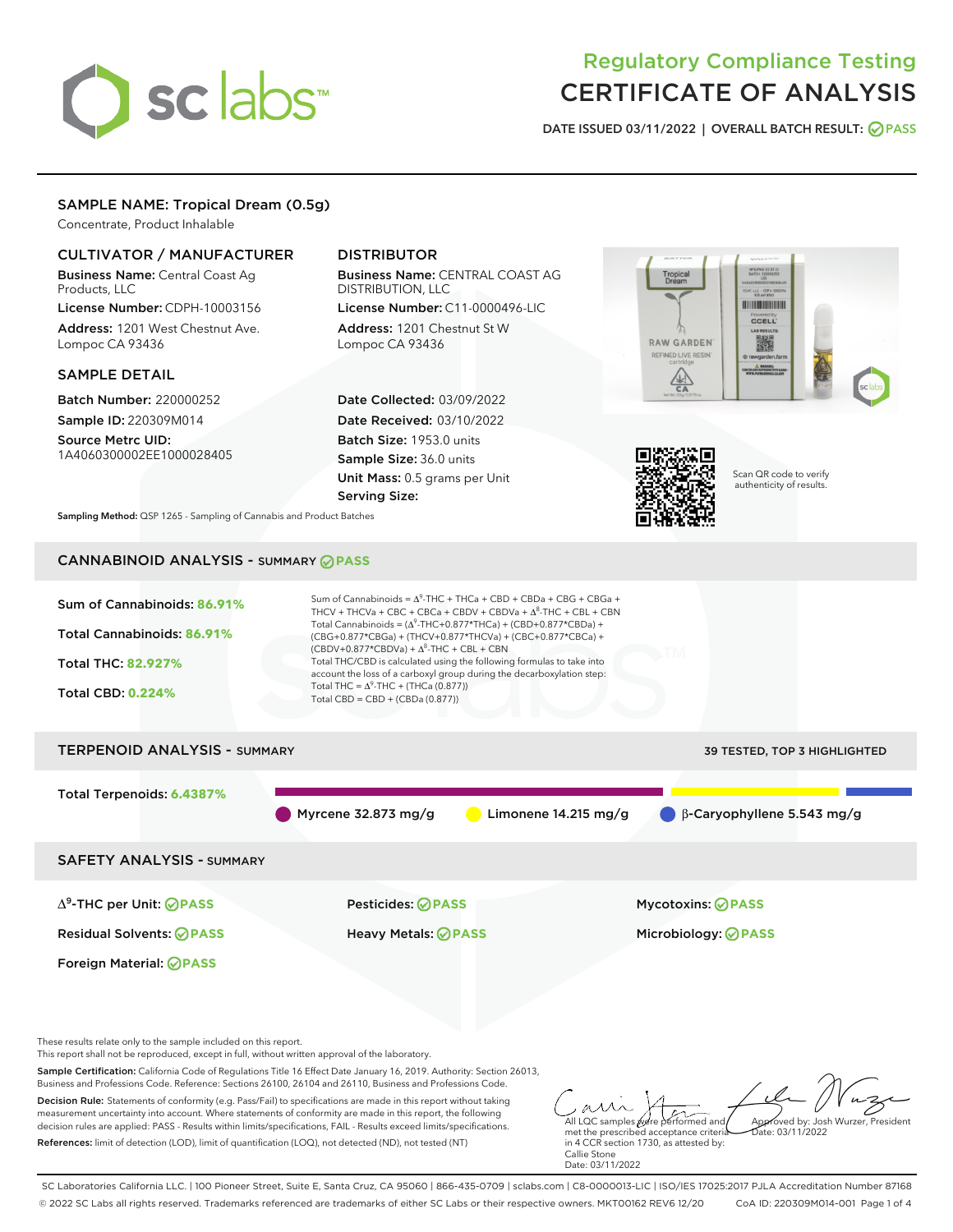# Regulatory Compliance Testing
# CERTIFICATE OF ANALYSIS

DATE ISSUED 03/11/2022 | OVERALL BATCH RESULT: PASS

## SAMPLE NAME: Tropical Dream (0.5g)

Concentrate, Product Inhalable

### CULTIVATOR / MANUFACTURER

**Business Name:** Central Coast Ag Products, LLC
**License Number:** CDPH-10003156
**Address:** 1201 West Chestnut Ave. Lompoc CA 93436

### DISTRIBUTOR

**Business Name:** CENTRAL COAST AG DISTRIBUTION, LLC
**License Number:** C11-0000496-LIC
**Address:** 1201 Chestnut St W Lompoc CA 93436

### SAMPLE DETAIL

**Batch Number:** 220000252
**Sample ID:** 220309M014
**Source Metrc UID:** 1A4060300002EE1000028405

**Date Collected:** 03/09/2022
**Date Received:** 03/10/2022
**Batch Size:** 1953.0 units
**Sample Size:** 36.0 units
**Unit Mass:** 0.5 grams per Unit
**Serving Size:**

Scan QR code to verify authenticity of results.

**Sampling Method:** QSP 1265 - Sampling of Cannabis and Product Batches

## CANNABINOID ANALYSIS - SUMMARY PASS

**Sum of Cannabinoids:** 86.91%
**Total Cannabinoids:** 86.91%
**Total THC:** 82.927%
**Total CBD:** 0.224%

Sum of Cannabinoids = $\Delta^9$-THC + THCa + CBD + CBDa + CBG + CBGa + THCV + THCVa + CBC + CBCa + CBDV + CBDVa + $\Delta^8$-THC + CBL + CBN
Total Cannabinoids = ($\Delta^9$-THC+0.877*THCa) + (CBD+0.877*CBDa) + (CBG+0.877*CBGa) + (THCV+0.877*THCVa) + (CBC+0.877*CBCa) + (CBDV+0.877*CBDVa) + $\Delta^8$-THC + CBL + CBN
Total THC/CBD is calculated using the following formulas to take into account the loss of a carboxyl group during the decarboxylation step:
Total THC = $\Delta^9$-THC + (THCa (0.877))
Total CBD = CBD + (CBDa (0.877))

## TERPENOID ANALYSIS - SUMMARY

39 TESTED, TOP 3 HIGHLIGHTED

**Total Terpenoids:** 6.4387%

- Myrcene 32.873 mg/g
- Limonene 14.215 mg/g
- β-Caryophyllene 5.543 mg/g

## SAFETY ANALYSIS - SUMMARY

| | | |
|---|---|---|
| $\Delta^9$-THC per Unit: PASS | Pesticides: PASS | Mycotoxins: PASS |
| Residual Solvents: PASS | Heavy Metals: PASS | Microbiology: PASS |
| Foreign Material: PASS | | |

These results relate only to the sample included on this report.
This report shall not be reproduced, except in full, without written approval of the laboratory.

**Sample Certification:** California Code of Regulations Title 16 Effect Date January 16, 2019. Authority: Section 26013, Business and Professions Code. Reference: Sections 26100, 26104 and 26110, Business and Professions Code.

**Decision Rule:** Statements of conformity (e.g. Pass/Fail) to specifications are made in this report without taking measurement uncertainty into account. Where statements of conformity are made in this report, the following decision rules are applied: PASS - Results within limits/specifications, FAIL - Results exceed limits/specifications.

**References:** limit of detection (LOD), limit of quantification (LOQ), not detected (ND), not tested (NT)

All LQC samples were performed and met the prescribed acceptance criteria in 4 CCR section 1730, as attested by: Callie Stone
Date: 03/11/2022

Approved by: Josh Wurzer, President
Date: 03/11/2022

SC Laboratories California LLC. | 100 Pioneer Street, Suite E, Santa Cruz, CA 95060 | 866-435-0709 | sclabs.com | C8-0000013-LIC | ISO/IES 17025:2017 PJLA Accreditation Number 87168
© 2022 SC Labs all rights reserved. Trademarks referenced are trademarks of either SC Labs or their respective owners. MKT00162 REV6 12/20 CoA ID: 220309M014-001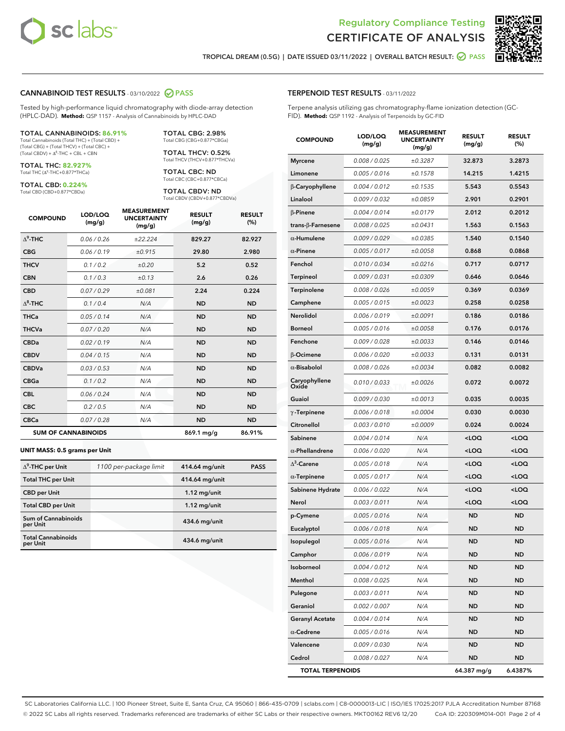# Regulatory Compliance Testing
# CERTIFICATE OF ANALYSIS

TROPICAL DREAM (0.5G) | DATE ISSUED 03/11/2022 | OVERALL BATCH RESULT: PASS

## CANNABINOID TEST RESULTS - 03/10/2022 PASS

Tested by high-performance liquid chromatography with diode-array detection (HPLC-DAD). **Method:** QSP 1157 - Analysis of Cannabinoids by HPLC-DAD

**TOTAL CANNABINOIDS: 86.91%**
Total Cannabinoids (Total THC) + (Total CBD) + (Total CBG) + (Total THCV) + (Total CBC) + (Total CBDV) + $\Delta^8$-THC + CBL + CBN

**TOTAL THC: 82.927%**
Total THC ($\Delta^9$-THC+0.877*THCa)

**TOTAL CBD: 0.224%**
Total CBD (CBD+0.877*CBDa)

**TOTAL CBG: 2.98%**
Total CBG (CBG+0.877*CBGa)

**TOTAL THCV: 0.52%**
Total THCV (THCV+0.877*THCVa)

**TOTAL CBC: ND**
Total CBC (CBC+0.877*CBCa)

**TOTAL CBDV: ND**
Total CBDV (CBDV+0.877*CBDVa)

| COMPOUND | LOD/LOQ (mg/g) | MEASUREMENT UNCERTAINTY (mg/g) | RESULT (mg/g) | RESULT (%) |
|---|---|---|---|---|
| $\Delta^9$-THC | 0.06 / 0.26 | ±22.224 | 829.27 | 82.927 |
| CBG | 0.06 / 0.19 | ±0.915 | 29.80 | 2.980 |
| THCV | 0.1 / 0.2 | ±0.20 | 5.2 | 0.52 |
| CBN | 0.1 / 0.3 | ±0.13 | 2.6 | 0.26 |
| CBD | 0.07 / 0.29 | ±0.081 | 2.24 | 0.224 |
| $\Delta^8$-THC | 0.1 / 0.4 | N/A | ND | ND |
| THCa | 0.05 / 0.14 | N/A | ND | ND |
| THCVa | 0.07 / 0.20 | N/A | ND | ND |
| CBDa | 0.02 / 0.19 | N/A | ND | ND |
| CBDV | 0.04 / 0.15 | N/A | ND | ND |
| CBDVa | 0.03 / 0.53 | N/A | ND | ND |
| CBGa | 0.1 / 0.2 | N/A | ND | ND |
| CBL | 0.06 / 0.24 | N/A | ND | ND |
| CBC | 0.2 / 0.5 | N/A | ND | ND |
| CBCa | 0.07 / 0.28 | N/A | ND | ND |
| **SUM OF CANNABINOIDS** | | | 869.1 mg/g | 86.91% |

**UNIT MASS: 0.5 grams per Unit**

| | | | |
|---|---|---|---|
| $\Delta^9$-THC per Unit | 1100 per-package limit | 414.64 mg/unit | PASS |
| Total THC per Unit | | 414.64 mg/unit | |
| CBD per Unit | | 1.12 mg/unit | |
| Total CBD per Unit | | 1.12 mg/unit | |
| Sum of Cannabinoids per Unit | | 434.6 mg/unit | |
| Total Cannabinoids per Unit | | 434.6 mg/unit | |

## TERPENOID TEST RESULTS - 03/11/2022

Terpene analysis utilizing gas chromatography-flame ionization detection (GC-FID). **Method:** QSP 1192 - Analysis of Terpenoids by GC-FID

| COMPOUND | LOD/LOQ (mg/g) | MEASUREMENT UNCERTAINTY (mg/g) | RESULT (mg/g) | RESULT (%) |
|---|---|---|---|---|
| Myrcene | 0.008 / 0.025 | ±0.3287 | 32.873 | 3.2873 |
| Limonene | 0.005 / 0.016 | ±0.1578 | 14.215 | 1.4215 |
| β-Caryophyllene | 0.004 / 0.012 | ±0.1535 | 5.543 | 0.5543 |
| Linalool | 0.009 / 0.032 | ±0.0859 | 2.901 | 0.2901 |
| β-Pinene | 0.004 / 0.014 | ±0.0179 | 2.012 | 0.2012 |
| trans-β-Farnesene | 0.008 / 0.025 | ±0.0431 | 1.563 | 0.1563 |
| α-Humulene | 0.009 / 0.029 | ±0.0385 | 1.540 | 0.1540 |
| α-Pinene | 0.005 / 0.017 | ±0.0058 | 0.868 | 0.0868 |
| Fenchol | 0.010 / 0.034 | ±0.0216 | 0.717 | 0.0717 |
| Terpineol | 0.009 / 0.031 | ±0.0309 | 0.646 | 0.0646 |
| Terpinolene | 0.008 / 0.026 | ±0.0059 | 0.369 | 0.0369 |
| Camphene | 0.005 / 0.015 | ±0.0023 | 0.258 | 0.0258 |
| Nerolidol | 0.006 / 0.019 | ±0.0091 | 0.186 | 0.0186 |
| Borneol | 0.005 / 0.016 | ±0.0058 | 0.176 | 0.0176 |
| Fenchone | 0.009 / 0.028 | ±0.0033 | 0.146 | 0.0146 |
| β-Ocimene | 0.006 / 0.020 | ±0.0033 | 0.131 | 0.0131 |
| α-Bisabolol | 0.008 / 0.026 | ±0.0034 | 0.082 | 0.0082 |
| Caryophyllene Oxide | 0.010 / 0.033 | ±0.0026 | 0.072 | 0.0072 |
| Guaiol | 0.009 / 0.030 | ±0.0013 | 0.035 | 0.0035 |
| γ-Terpinene | 0.006 / 0.018 | ±0.0004 | 0.030 | 0.0030 |
| Citronellol | 0.003 / 0.010 | ±0.0009 | 0.024 | 0.0024 |
| Sabinene | 0.004 / 0.014 | N/A | <LOQ | <LOQ |
| α-Phellandrene | 0.006 / 0.020 | N/A | <LOQ | <LOQ |
| $\Delta^3$-Carene | 0.005 / 0.018 | N/A | <LOQ | <LOQ |
| α-Terpinene | 0.005 / 0.017 | N/A | <LOQ | <LOQ |
| Sabinene Hydrate | 0.006 / 0.022 | N/A | <LOQ | <LOQ |
| Nerol | 0.003 / 0.011 | N/A | <LOQ | <LOQ |
| p-Cymene | 0.005 / 0.016 | N/A | ND | ND |
| Eucalyptol | 0.006 / 0.018 | N/A | ND | ND |
| Isopulegol | 0.005 / 0.016 | N/A | ND | ND |
| Camphor | 0.006 / 0.019 | N/A | ND | ND |
| Isoborneol | 0.004 / 0.012 | N/A | ND | ND |
| Menthol | 0.008 / 0.025 | N/A | ND | ND |
| Pulegone | 0.003 / 0.011 | N/A | ND | ND |
| Geraniol | 0.002 / 0.007 | N/A | ND | ND |
| Geranyl Acetate | 0.004 / 0.014 | N/A | ND | ND |
| α-Cedrene | 0.005 / 0.016 | N/A | ND | ND |
| Valencene | 0.009 / 0.030 | N/A | ND | ND |
| Cedrol | 0.008 / 0.027 | N/A | ND | ND |
| **TOTAL TERPENOIDS** | | | 64.387 mg/g | 6.4387% |

SC Laboratories California LLC. | 100 Pioneer Street, Suite E, Santa Cruz, CA 95060 | 866-435-0709 | sclabs.com | C8-0000013-LIC | ISO/IES 17025:2017 PJLA Accreditation Number 87168
© 2022 SC Labs all rights reserved. Trademarks referenced are trademarks of either SC Labs or their respective owners. MKT00162 REV6 12/20 CoA ID: 220309M014-001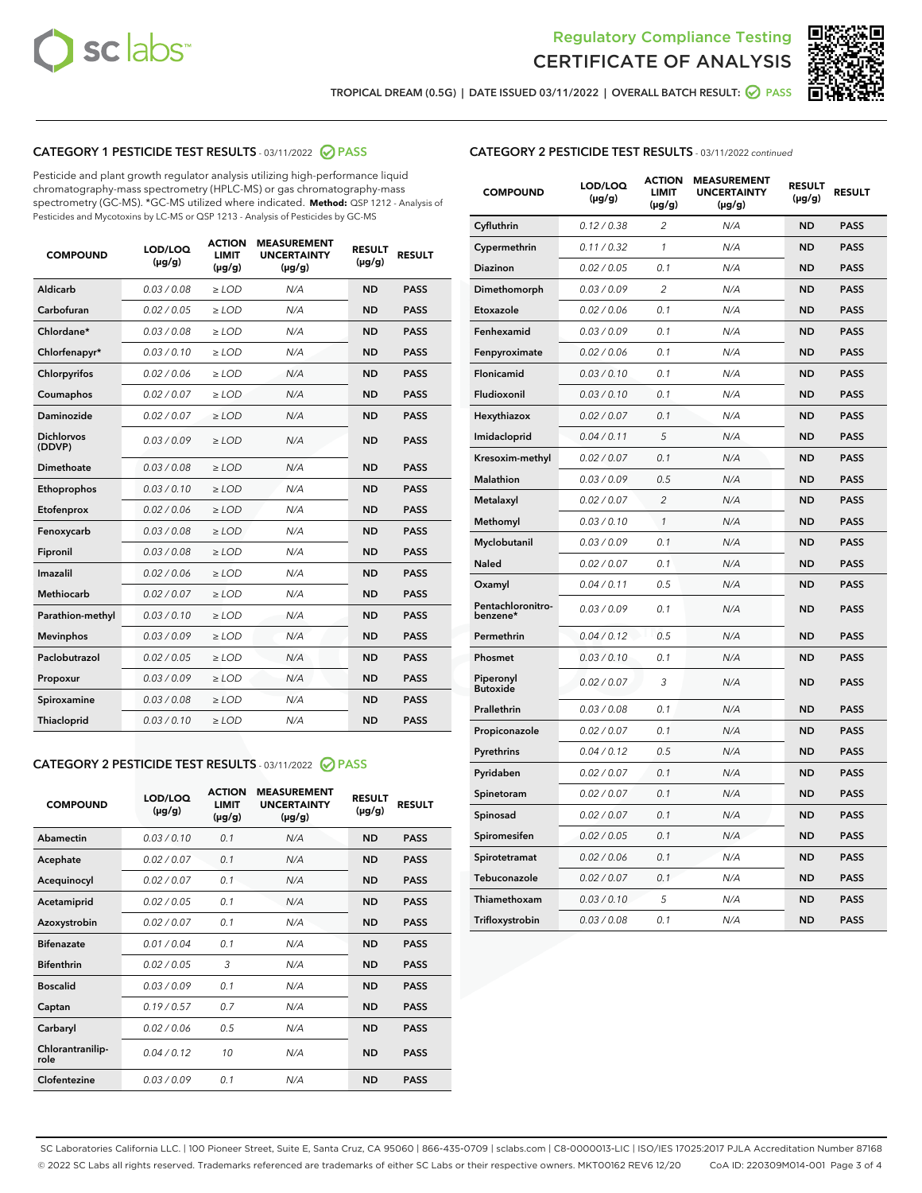TROPICAL DREAM (0.5G) | DATE ISSUED 03/11/2022 | OVERALL BATCH RESULT: PASS

## CATEGORY 1 PESTICIDE TEST RESULTS - 03/11/2022 PASS

Pesticide and plant growth regulator analysis utilizing high-performance liquid chromatography-mass spectrometry (HPLC-MS) or gas chromatography-mass spectrometry (GC-MS). *GC-MS utilized where indicated. **Method:** QSP 1212 - Analysis of Pesticides and Mycotoxins by LC-MS or QSP 1213 - Analysis of Pesticides by GC-MS

| COMPOUND | LOD/LOQ (µg/g) | ACTION LIMIT (µg/g) | MEASUREMENT UNCERTAINTY (µg/g) | RESULT (µg/g) | RESULT |
|---|---|---|---|---|---|
| Aldicarb | 0.03 / 0.08 | ≥ LOD | N/A | ND | PASS |
| Carbofuran | 0.02 / 0.05 | ≥ LOD | N/A | ND | PASS |
| Chlordane* | 0.03 / 0.08 | ≥ LOD | N/A | ND | PASS |
| Chlorfenapyr* | 0.03 / 0.10 | ≥ LOD | N/A | ND | PASS |
| Chlorpyrifos | 0.02 / 0.06 | ≥ LOD | N/A | ND | PASS |
| Coumaphos | 0.02 / 0.07 | ≥ LOD | N/A | ND | PASS |
| Daminozide | 0.02 / 0.07 | ≥ LOD | N/A | ND | PASS |
| Dichlorvos (DDVP) | 0.03 / 0.09 | ≥ LOD | N/A | ND | PASS |
| Dimethoate | 0.03 / 0.08 | ≥ LOD | N/A | ND | PASS |
| Ethoprophos | 0.03 / 0.10 | ≥ LOD | N/A | ND | PASS |
| Etofenprox | 0.02 / 0.06 | ≥ LOD | N/A | ND | PASS |
| Fenoxycarb | 0.03 / 0.08 | ≥ LOD | N/A | ND | PASS |
| Fipronil | 0.03 / 0.08 | ≥ LOD | N/A | ND | PASS |
| Imazalil | 0.02 / 0.06 | ≥ LOD | N/A | ND | PASS |
| Methiocarb | 0.02 / 0.07 | ≥ LOD | N/A | ND | PASS |
| Parathion-methyl | 0.03 / 0.10 | ≥ LOD | N/A | ND | PASS |
| Mevinphos | 0.03 / 0.09 | ≥ LOD | N/A | ND | PASS |
| Paclobutrazol | 0.02 / 0.05 | ≥ LOD | N/A | ND | PASS |
| Propoxur | 0.03 / 0.09 | ≥ LOD | N/A | ND | PASS |
| Spiroxamine | 0.03 / 0.08 | ≥ LOD | N/A | ND | PASS |
| Thiacloprid | 0.03 / 0.10 | ≥ LOD | N/A | ND | PASS |

## CATEGORY 2 PESTICIDE TEST RESULTS - 03/11/2022 PASS

| COMPOUND | LOD/LOQ (µg/g) | ACTION LIMIT (µg/g) | MEASUREMENT UNCERTAINTY (µg/g) | RESULT (µg/g) | RESULT |
|---|---|---|---|---|---|
| Abamectin | 0.03 / 0.10 | 0.1 | N/A | ND | PASS |
| Acephate | 0.02 / 0.07 | 0.1 | N/A | ND | PASS |
| Acequinocyl | 0.02 / 0.07 | 0.1 | N/A | ND | PASS |
| Acetamiprid | 0.02 / 0.05 | 0.1 | N/A | ND | PASS |
| Azoxystrobin | 0.02 / 0.07 | 0.1 | N/A | ND | PASS |
| Bifenazate | 0.01 / 0.04 | 0.1 | N/A | ND | PASS |
| Bifenthrin | 0.02 / 0.05 | 3 | N/A | ND | PASS |
| Boscalid | 0.03 / 0.09 | 0.1 | N/A | ND | PASS |
| Captan | 0.19 / 0.57 | 0.7 | N/A | ND | PASS |
| Carbaryl | 0.02 / 0.06 | 0.5 | N/A | ND | PASS |
| Chlorantraniliprole | 0.04 / 0.12 | 10 | N/A | ND | PASS |
| Clofentezine | 0.03 / 0.09 | 0.1 | N/A | ND | PASS |
| Cyfluthrin | 0.12 / 0.38 | 2 | N/A | ND | PASS |
| Cypermethrin | 0.11 / 0.32 | 1 | N/A | ND | PASS |
| Diazinon | 0.02 / 0.05 | 0.1 | N/A | ND | PASS |
| Dimethomorph | 0.03 / 0.09 | 2 | N/A | ND | PASS |
| Etoxazole | 0.02 / 0.06 | 0.1 | N/A | ND | PASS |
| Fenhexamid | 0.03 / 0.09 | 0.1 | N/A | ND | PASS |
| Fenpyroximate | 0.02 / 0.06 | 0.1 | N/A | ND | PASS |
| Flonicamid | 0.03 / 0.10 | 0.1 | N/A | ND | PASS |
| Fludioxonil | 0.03 / 0.10 | 0.1 | N/A | ND | PASS |
| Hexythiazox | 0.02 / 0.07 | 0.1 | N/A | ND | PASS |
| Imidacloprid | 0.04 / 0.11 | 5 | N/A | ND | PASS |
| Kresoxim-methyl | 0.02 / 0.07 | 0.1 | N/A | ND | PASS |
| Malathion | 0.03 / 0.09 | 0.5 | N/A | ND | PASS |
| Metalaxyl | 0.02 / 0.07 | 2 | N/A | ND | PASS |
| Methomyl | 0.03 / 0.10 | 1 | N/A | ND | PASS |
| Myclobutanil | 0.03 / 0.09 | 0.1 | N/A | ND | PASS |
| Naled | 0.02 / 0.07 | 0.1 | N/A | ND | PASS |
| Oxamyl | 0.04 / 0.11 | 0.5 | N/A | ND | PASS |
| Pentachloronitrobenzene* | 0.03 / 0.09 | 0.1 | N/A | ND | PASS |
| Permethrin | 0.04 / 0.12 | 0.5 | N/A | ND | PASS |
| Phosmet | 0.03 / 0.10 | 0.1 | N/A | ND | PASS |
| Piperonyl Butoxide | 0.02 / 0.07 | 3 | N/A | ND | PASS |
| Prallethrin | 0.03 / 0.08 | 0.1 | N/A | ND | PASS |
| Propiconazole | 0.02 / 0.07 | 0.1 | N/A | ND | PASS |
| Pyrethrins | 0.04 / 0.12 | 0.5 | N/A | ND | PASS |
| Pyridaben | 0.02 / 0.07 | 0.1 | N/A | ND | PASS |
| Spinetoram | 0.02 / 0.07 | 0.1 | N/A | ND | PASS |
| Spinosad | 0.02 / 0.07 | 0.1 | N/A | ND | PASS |
| Spiromesifen | 0.02 / 0.05 | 0.1 | N/A | ND | PASS |
| Spirotetramat | 0.02 / 0.06 | 0.1 | N/A | ND | PASS |
| Tebuconazole | 0.02 / 0.07 | 0.1 | N/A | ND | PASS |
| Thiamethoxam | 0.03 / 0.10 | 5 | N/A | ND | PASS |
| Trifloxystrobin | 0.03 / 0.08 | 0.1 | N/A | ND | PASS |

SC Laboratories California LLC. | 100 Pioneer Street, Suite E, Santa Cruz, CA 95060 | 866-435-0709 | sclabs.com | C8-0000013-LIC | ISO/IES 17025:2017 PJLA Accreditation Number 87168
© 2022 SC Labs all rights reserved. Trademarks referenced are trademarks of either SC Labs or their respective owners. MKT00162 REV6 12/20 CoA ID: 220309M014-001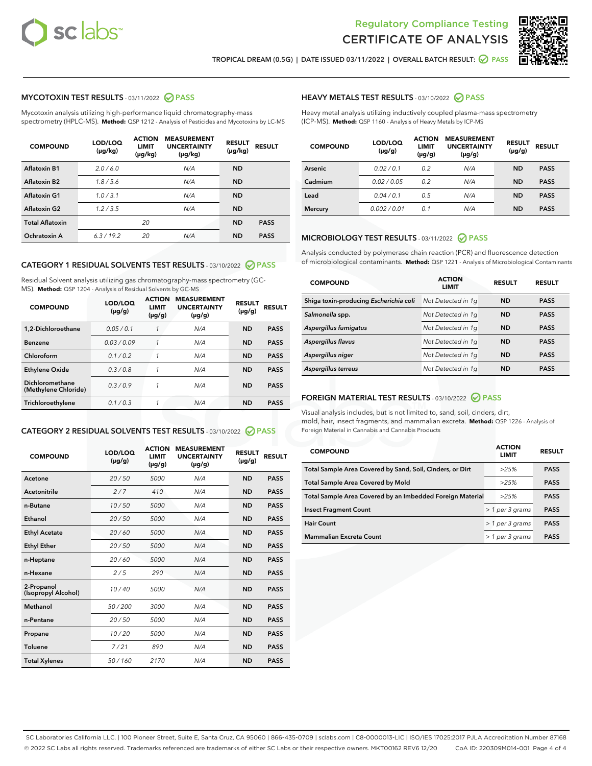Regulatory Compliance Testing
# CERTIFICATE OF ANALYSIS

TROPICAL DREAM (0.5G) | DATE ISSUED 03/11/2022 | OVERALL BATCH RESULT: PASS

## MYCOTOXIN TEST RESULTS - 03/11/2022 PASS

Mycotoxin analysis utilizing high-performance liquid chromatography-mass spectrometry (HPLC-MS). **Method:** QSP 1212 - Analysis of Pesticides and Mycotoxins by LC-MS

| COMPOUND | LOD/LOQ (µg/kg) | ACTION LIMIT (µg/kg) | MEASUREMENT UNCERTAINTY (µg/kg) | RESULT (µg/kg) | RESULT |
|---|---|---|---|---|---|
| Aflatoxin B1 | 2.0 / 6.0 | | N/A | ND | |
| Aflatoxin B2 | 1.8 / 5.6 | | N/A | ND | |
| Aflatoxin G1 | 1.0 / 3.1 | | N/A | ND | |
| Aflatoxin G2 | 1.2 / 3.5 | | N/A | ND | |
| Total Aflatoxin | | 20 | | ND | PASS |
| Ochratoxin A | 6.3 / 19.2 | 20 | N/A | ND | PASS |

## CATEGORY 1 RESIDUAL SOLVENTS TEST RESULTS - 03/10/2022 PASS

Residual Solvent analysis utilizing gas chromatography-mass spectrometry (GC-MS). **Method:** QSP 1204 - Analysis of Residual Solvents by GC-MS

| COMPOUND | LOD/LOQ (µg/g) | ACTION LIMIT (µg/g) | MEASUREMENT UNCERTAINTY (µg/g) | RESULT (µg/g) | RESULT |
|---|---|---|---|---|---|
| 1,2-Dichloroethane | 0.05 / 0.1 | 1 | N/A | ND | PASS |
| Benzene | 0.03 / 0.09 | 1 | N/A | ND | PASS |
| Chloroform | 0.1 / 0.2 | 1 | N/A | ND | PASS |
| Ethylene Oxide | 0.3 / 0.8 | 1 | N/A | ND | PASS |
| Dichloromethane (Methylene Chloride) | 0.3 / 0.9 | 1 | N/A | ND | PASS |
| Trichloroethylene | 0.1 / 0.3 | 1 | N/A | ND | PASS |

## CATEGORY 2 RESIDUAL SOLVENTS TEST RESULTS - 03/10/2022 PASS

| COMPOUND | LOD/LOQ (µg/g) | ACTION LIMIT (µg/g) | MEASUREMENT UNCERTAINTY (µg/g) | RESULT (µg/g) | RESULT |
|---|---|---|---|---|---|
| Acetone | 20 / 50 | 5000 | N/A | ND | PASS |
| Acetonitrile | 2 / 7 | 410 | N/A | ND | PASS |
| n-Butane | 10 / 50 | 5000 | N/A | ND | PASS |
| Ethanol | 20 / 50 | 5000 | N/A | ND | PASS |
| Ethyl Acetate | 20 / 60 | 5000 | N/A | ND | PASS |
| Ethyl Ether | 20 / 50 | 5000 | N/A | ND | PASS |
| n-Heptane | 20 / 60 | 5000 | N/A | ND | PASS |
| n-Hexane | 2 / 5 | 290 | N/A | ND | PASS |
| 2-Propanol (Isopropyl Alcohol) | 10 / 40 | 5000 | N/A | ND | PASS |
| Methanol | 50 / 200 | 3000 | N/A | ND | PASS |
| n-Pentane | 20 / 50 | 5000 | N/A | ND | PASS |
| Propane | 10 / 20 | 5000 | N/A | ND | PASS |
| Toluene | 7 / 21 | 890 | N/A | ND | PASS |
| Total Xylenes | 50 / 160 | 2170 | N/A | ND | PASS |

## HEAVY METALS TEST RESULTS - 03/10/2022 PASS

Heavy metal analysis utilizing inductively coupled plasma-mass spectrometry (ICP-MS). **Method:** QSP 1160 - Analysis of Heavy Metals by ICP-MS

| COMPOUND | LOD/LOQ (µg/g) | ACTION LIMIT (µg/g) | MEASUREMENT UNCERTAINTY (µg/g) | RESULT (µg/g) | RESULT |
|---|---|---|---|---|---|
| Arsenic | 0.02 / 0.1 | 0.2 | N/A | ND | PASS |
| Cadmium | 0.02 / 0.05 | 0.2 | N/A | ND | PASS |
| Lead | 0.04 / 0.1 | 0.5 | N/A | ND | PASS |
| Mercury | 0.002 / 0.01 | 0.1 | N/A | ND | PASS |

## MICROBIOLOGY TEST RESULTS - 03/11/2022 PASS

Analysis conducted by polymerase chain reaction (PCR) and fluorescence detection of microbiological contaminants. **Method:** QSP 1221 - Analysis of Microbiological Contaminants

| COMPOUND | ACTION LIMIT | RESULT | RESULT |
|---|---|---|---|
| Shiga toxin-producing *Escherichia coli* | Not Detected in 1g | ND | PASS |
| *Salmonella* spp. | Not Detected in 1g | ND | PASS |
| *Aspergillus fumigatus* | Not Detected in 1g | ND | PASS |
| *Aspergillus flavus* | Not Detected in 1g | ND | PASS |
| *Aspergillus niger* | Not Detected in 1g | ND | PASS |
| *Aspergillus terreus* | Not Detected in 1g | ND | PASS |

## FOREIGN MATERIAL TEST RESULTS - 03/10/2022 PASS

Visual analysis includes, but is not limited to, sand, soil, cinders, dirt, mold, hair, insect fragments, and mammalian excreta. **Method:** QSP 1226 - Analysis of Foreign Material in Cannabis and Cannabis Products

| COMPOUND | ACTION LIMIT | RESULT |
|---|---|---|
| Total Sample Area Covered by Sand, Soil, Cinders, or Dirt | >25% | PASS |
| Total Sample Area Covered by Mold | >25% | PASS |
| Total Sample Area Covered by an Imbedded Foreign Material | >25% | PASS |
| Insect Fragment Count | > 1 per 3 grams | PASS |
| Hair Count | > 1 per 3 grams | PASS |
| Mammalian Excreta Count | > 1 per 3 grams | PASS |

SC Laboratories California LLC. | 100 Pioneer Street, Suite E, Santa Cruz, CA 95060 | 866-435-0709 | sclabs.com | C8-0000013-LIC | ISO/IES 17025:2017 PJLA Accreditation Number 87168
© 2022 SC Labs all rights reserved. Trademarks referenced are trademarks of either SC Labs or their respective owners. MKT00162 REV6 12/20 CoA ID: 220309M014-001